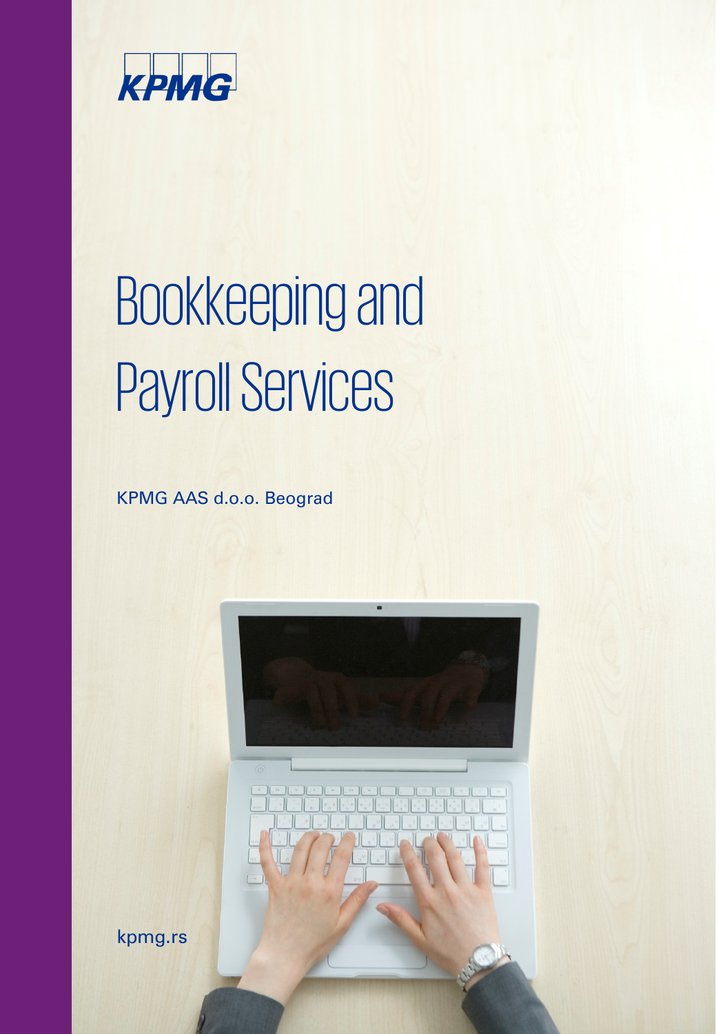KPMG

# Bookkeeping and Payroll Services

KPMG AAS d.o.o. Beograd

kpmg.rs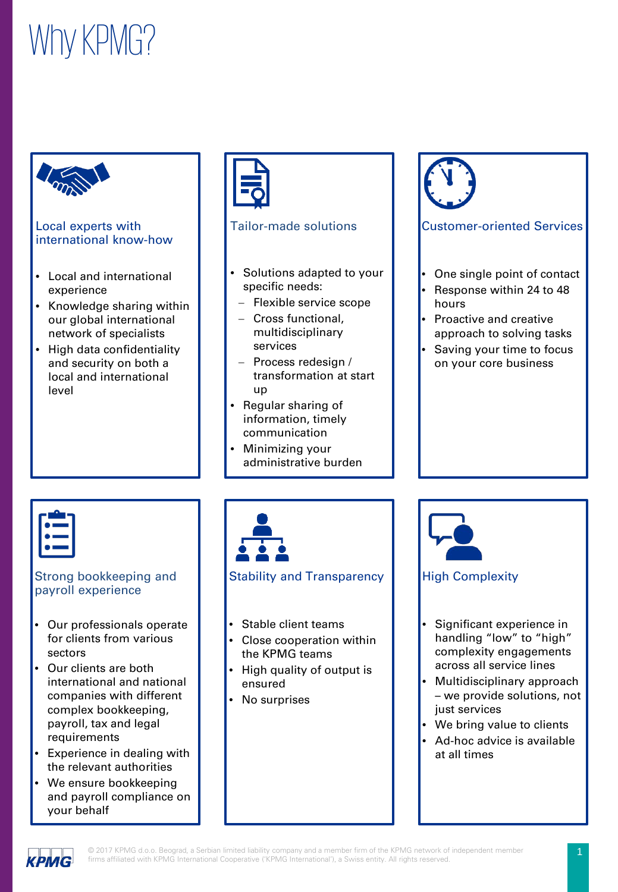# Why KPMG?

## Local experts with international know-how

- Local and international experience
- Knowledge sharing within our global international network of specialists
- High data confidentiality and security on both a local and international level

## Tailor-made solutions

- Solutions adapted to your specific needs:
  - Flexible service scope
  - Cross functional, multidisciplinary services
  - Process redesign / transformation at start up
- Regular sharing of information, timely communication
- Minimizing your administrative burden

## Customer-oriented Services

- One single point of contact
- Response within 24 to 48 hours
- Proactive and creative approach to solving tasks
- Saving your time to focus on your core business

## Strong bookkeeping and payroll experience

- Our professionals operate for clients from various sectors
- Our clients are both international and national companies with different complex bookkeeping, payroll, tax and legal requirements
- Experience in dealing with the relevant authorities
- We ensure bookkeeping and payroll compliance on your behalf

## Stability and Transparency

- Stable client teams
- Close cooperation within the KPMG teams
- High quality of output is ensured
- No surprises

## High Complexity

- Significant experience in handling "low" to "high" complexity engagements across all service lines
- Multidisciplinary approach – we provide solutions, not just services
- We bring value to clients
- Ad-hoc advice is available at all times

© 2017 KPMG d.o.o. Beograd, a Serbian limited liability company and a member firm of the KPMG network of independent member firms affiliated with KPMG International Cooperative ('KPMG International'), a Swiss entity. All rights reserved.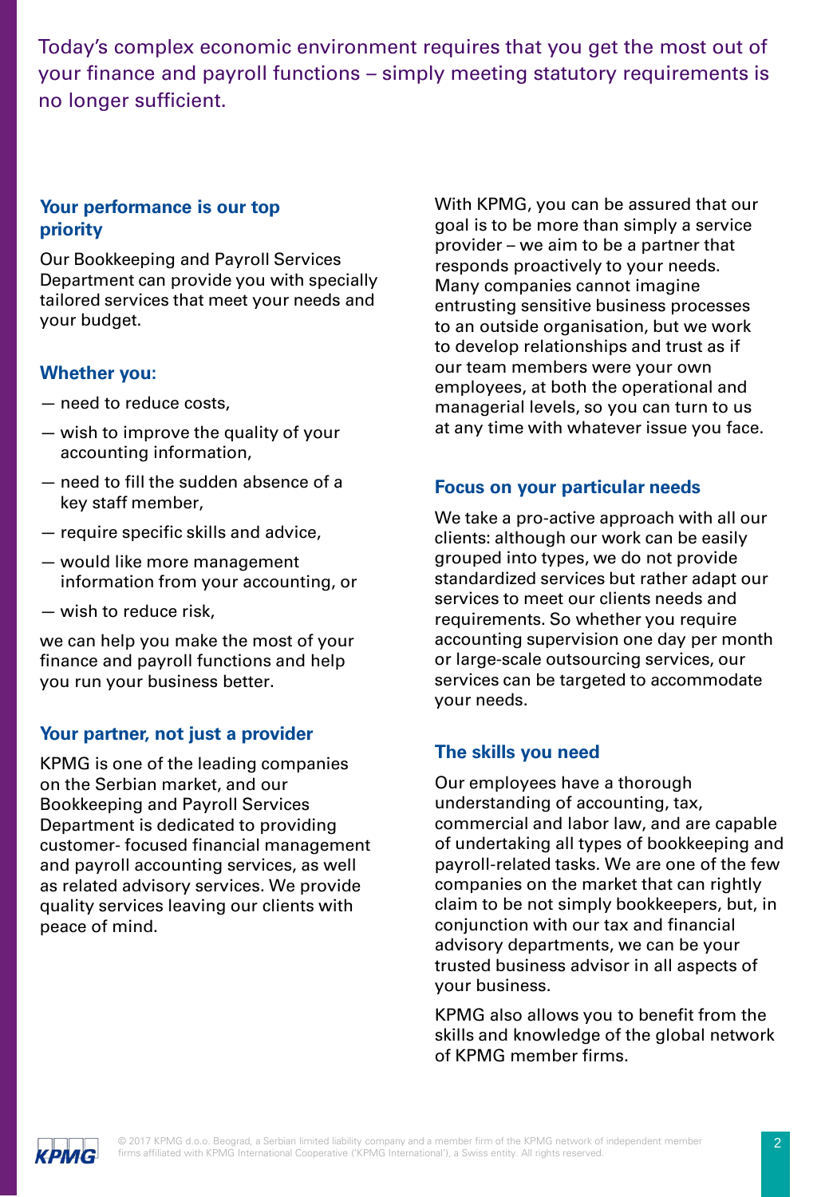Today's complex economic environment requires that you get the most out of your finance and payroll functions – simply meeting statutory requirements is no longer sufficient.

## Your performance is our top priority

Our Bookkeeping and Payroll Services Department can provide you with specially tailored services that meet your needs and your budget.

## Whether you:

- need to reduce costs,
- wish to improve the quality of your accounting information,
- need to fill the sudden absence of a key staff member,
- require specific skills and advice,
- would like more management information from your accounting, or
- wish to reduce risk,

we can help you make the most of your finance and payroll functions and help you run your business better.

## Your partner, not just a provider

KPMG is one of the leading companies on the Serbian market, and our Bookkeeping and Payroll Services Department is dedicated to providing customer- focused financial management and payroll accounting services, as well as related advisory services. We provide quality services leaving our clients with peace of mind.

With KPMG, you can be assured that our goal is to be more than simply a service provider – we aim to be a partner that responds proactively to your needs. Many companies cannot imagine entrusting sensitive business processes to an outside organisation, but we work to develop relationships and trust as if our team members were your own employees, at both the operational and managerial levels, so you can turn to us at any time with whatever issue you face.

## Focus on your particular needs

We take a pro-active approach with all our clients: although our work can be easily grouped into types, we do not provide standardized services but rather adapt our services to meet our clients needs and requirements. So whether you require accounting supervision one day per month or large-scale outsourcing services, our services can be targeted to accommodate your needs.

## The skills you need

Our employees have a thorough understanding of accounting, tax, commercial and labor law, and are capable of undertaking all types of bookkeeping and payroll-related tasks. We are one of the few companies on the market that can rightly claim to be not simply bookkeepers, but, in conjunction with our tax and financial advisory departments, we can be your trusted business advisor in all aspects of your business.

KPMG also allows you to benefit from the skills and knowledge of the global network of KPMG member firms.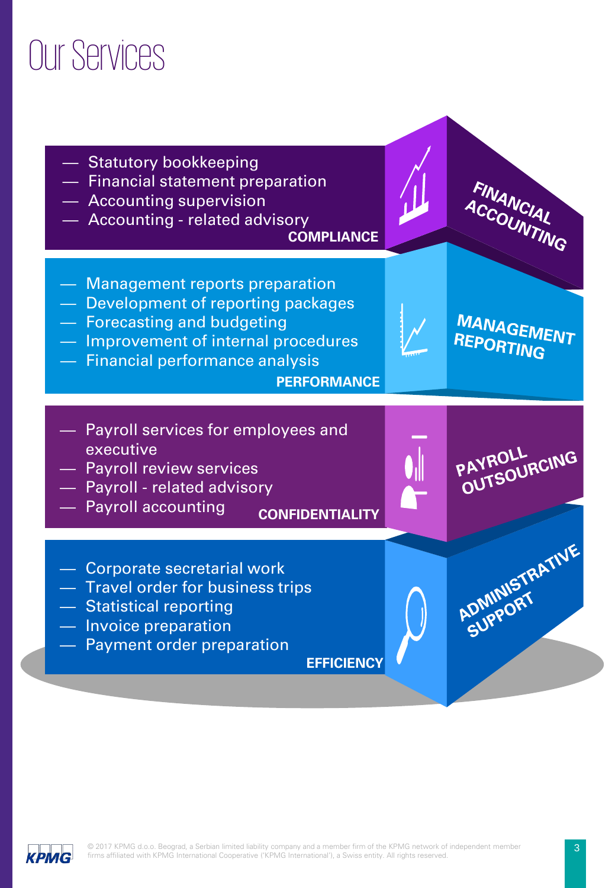# Our Services

## Financial Accounting

- Statutory bookkeeping
- Financial statement preparation
- Accounting supervision
- Accounting - related advisory

**COMPLIANCE**

## Management Reporting

- Management reports preparation
- Development of reporting packages
- Forecasting and budgeting
- Improvement of internal procedures
- Financial performance analysis

**PERFORMANCE**

## Payroll Outsourcing

- Payroll services for employees and executive
- Payroll review services
- Payroll - related advisory
- Payroll accounting

**CONFIDENTIALITY**

## Administrative Support

- Corporate secretarial work
- Travel order for business trips
- Statistical reporting
- Invoice preparation
- Payment order preparation

**EFFICIENCY**

© 2017 KPMG d.o.o. Beograd, a Serbian limited liability company and a member firm of the KPMG network of independent member firms affiliated with KPMG International Cooperative ('KPMG International'), a Swiss entity. All rights reserved.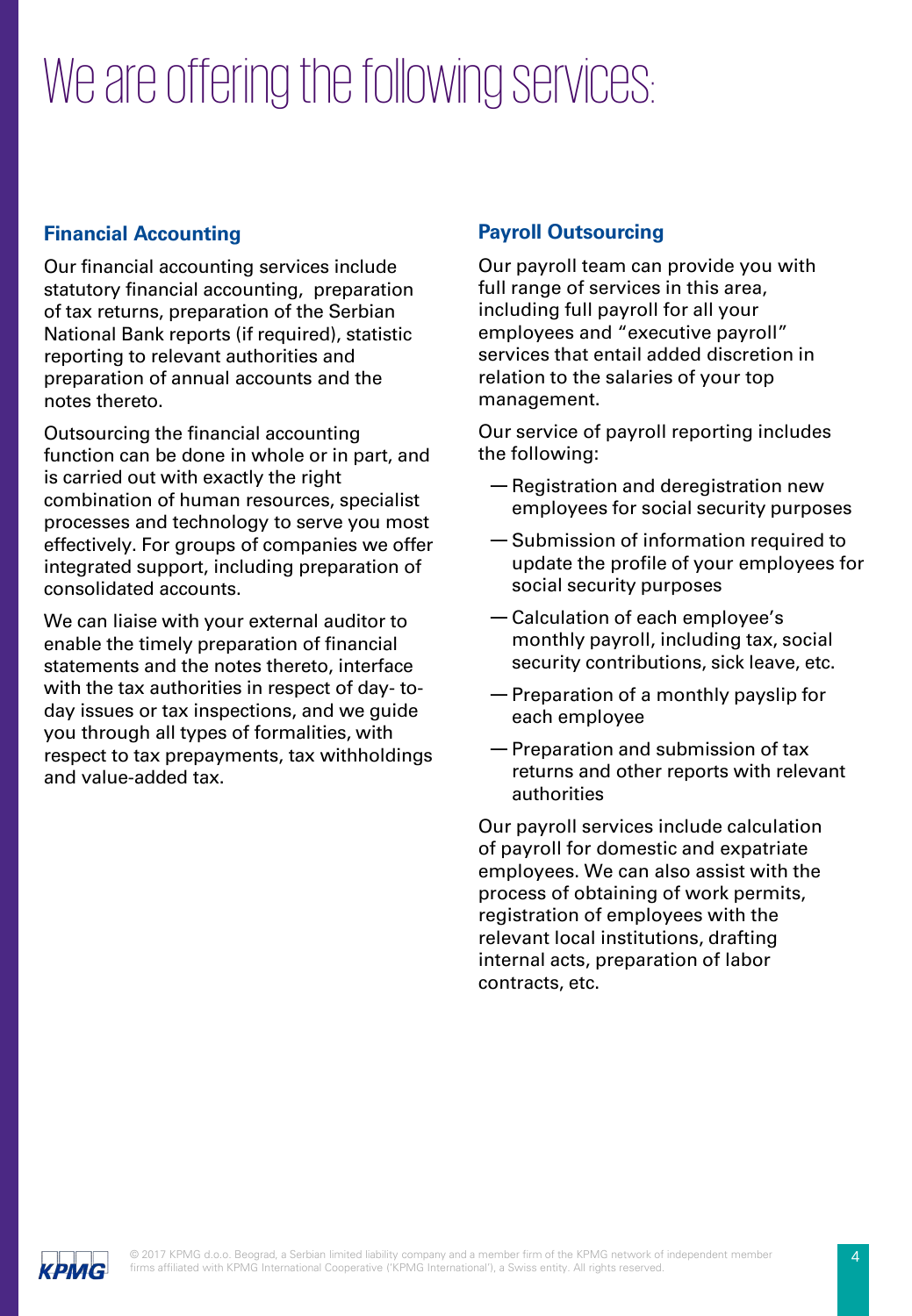# We are offering the following services:

## Financial Accounting

Our financial accounting services include statutory financial accounting, preparation of tax returns, preparation of the Serbian National Bank reports (if required), statistic reporting to relevant authorities and preparation of annual accounts and the notes thereto.

Outsourcing the financial accounting function can be done in whole or in part, and is carried out with exactly the right combination of human resources, specialist processes and technology to serve you most effectively. For groups of companies we offer integrated support, including preparation of consolidated accounts.

We can liaise with your external auditor to enable the timely preparation of financial statements and the notes thereto, interface with the tax authorities in respect of day- to-day issues or tax inspections, and we guide you through all types of formalities, with respect to tax prepayments, tax withholdings and value-added tax.

## Payroll Outsourcing

Our payroll team can provide you with full range of services in this area, including full payroll for all your employees and "executive payroll" services that entail added discretion in relation to the salaries of your top management.

Our service of payroll reporting includes the following:

- Registration and deregistration new employees for social security purposes
- Submission of information required to update the profile of your employees for social security purposes
- Calculation of each employee's monthly payroll, including tax, social security contributions, sick leave, etc.
- Preparation of a monthly payslip for each employee
- Preparation and submission of tax returns and other reports with relevant authorities

Our payroll services include calculation of payroll for domestic and expatriate employees. We can also assist with the process of obtaining of work permits, registration of employees with the relevant local institutions, drafting internal acts, preparation of labor contracts, etc.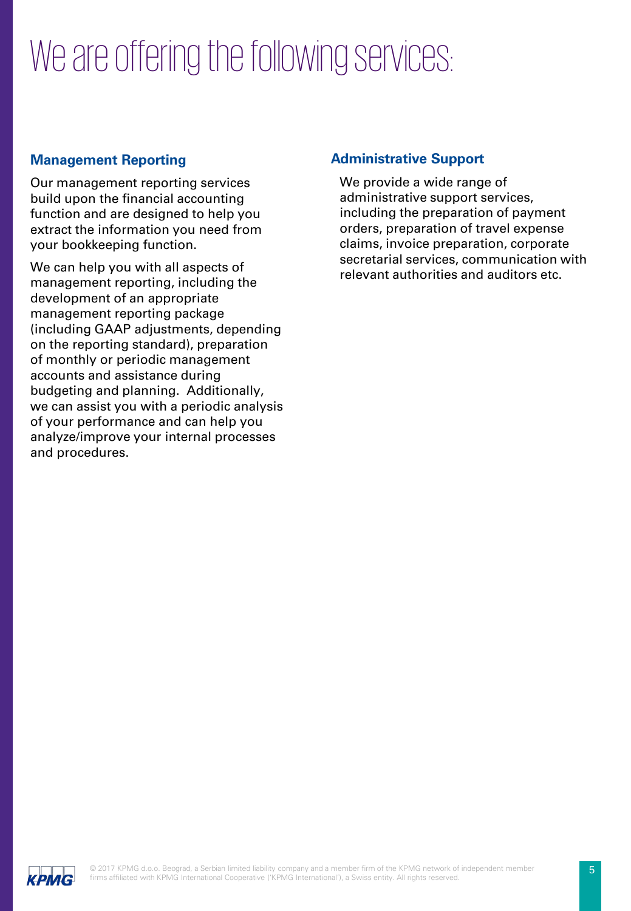# We are offering the following services:

## Management Reporting

Our management reporting services build upon the financial accounting function and are designed to help you extract the information you need from your bookkeeping function.

We can help you with all aspects of management reporting, including the development of an appropriate management reporting package (including GAAP adjustments, depending on the reporting standard), preparation of monthly or periodic management accounts and assistance during budgeting and planning. Additionally, we can assist you with a periodic analysis of your performance and can help you analyze/improve your internal processes and procedures.

## Administrative Support

We provide a wide range of administrative support services, including the preparation of payment orders, preparation of travel expense claims, invoice preparation, corporate secretarial services, communication with relevant authorities and auditors etc.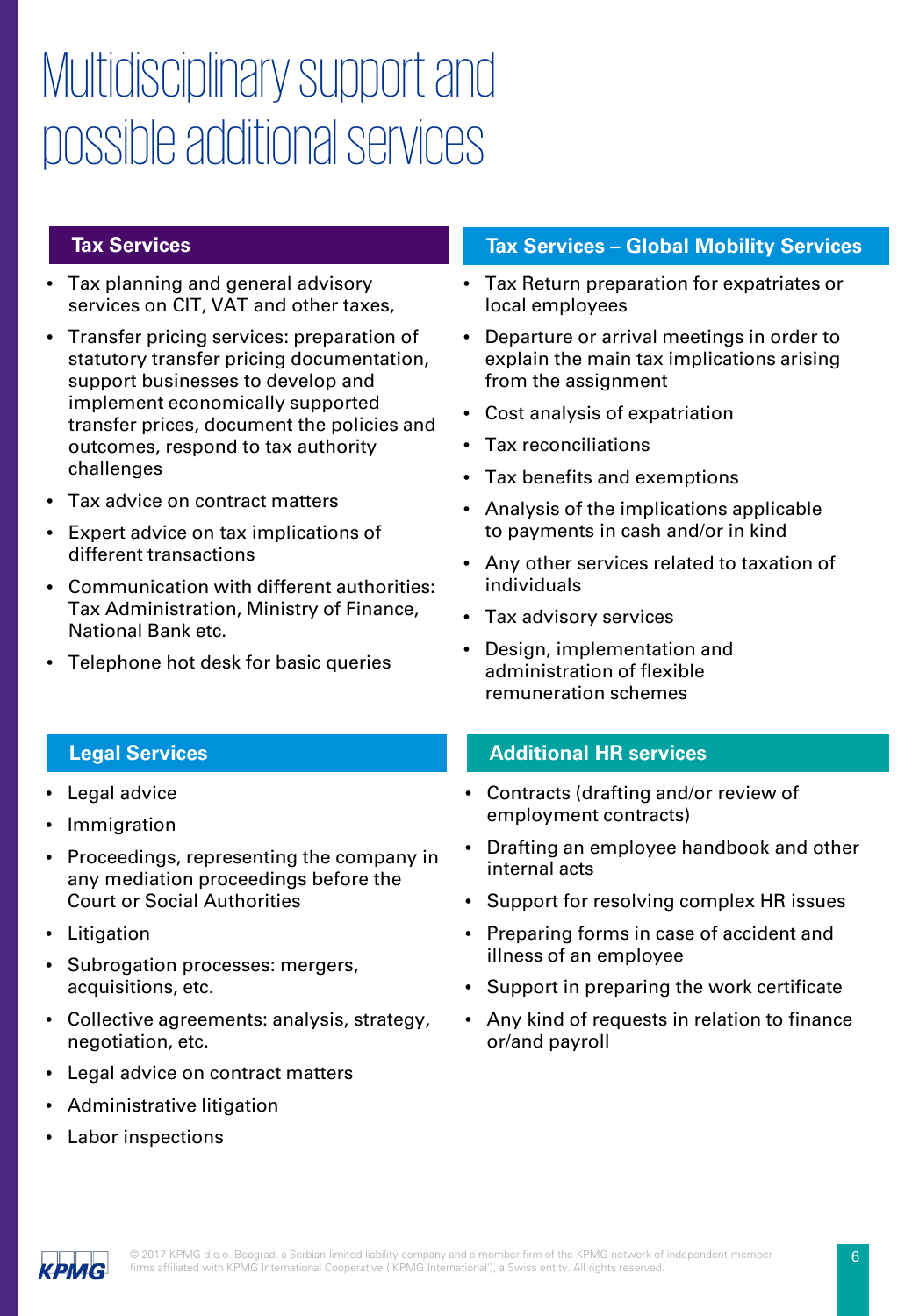# Multidisciplinary support and possible additional services

## Tax Services

- Tax planning and general advisory services on CIT, VAT and other taxes,
- Transfer pricing services: preparation of statutory transfer pricing documentation, support businesses to develop and implement economically supported transfer prices, document the policies and outcomes, respond to tax authority challenges
- Tax advice on contract matters
- Expert advice on tax implications of different transactions
- Communication with different authorities: Tax Administration, Ministry of Finance, National Bank etc.
- Telephone hot desk for basic queries

## Tax Services – Global Mobility Services

- Tax Return preparation for expatriates or local employees
- Departure or arrival meetings in order to explain the main tax implications arising from the assignment
- Cost analysis of expatriation
- Tax reconciliations
- Tax benefits and exemptions
- Analysis of the implications applicable to payments in cash and/or in kind
- Any other services related to taxation of individuals
- Tax advisory services
- Design, implementation and administration of flexible remuneration schemes

## Legal Services

- Legal advice
- Immigration
- Proceedings, representing the company in any mediation proceedings before the Court or Social Authorities
- Litigation
- Subrogation processes: mergers, acquisitions, etc.
- Collective agreements: analysis, strategy, negotiation, etc.
- Legal advice on contract matters
- Administrative litigation
- Labor inspections

## Additional HR services

- Contracts (drafting and/or review of employment contracts)
- Drafting an employee handbook and other internal acts
- Support for resolving complex HR issues
- Preparing forms in case of accident and illness of an employee
- Support in preparing the work certificate
- Any kind of requests in relation to finance or/and payroll

© 2017 KPMG d.o.o. Beograd, a Serbian limited liability company and a member firm of the KPMG network of independent member firms affiliated with KPMG International Cooperative ('KPMG International'), a Swiss entity. All rights reserved.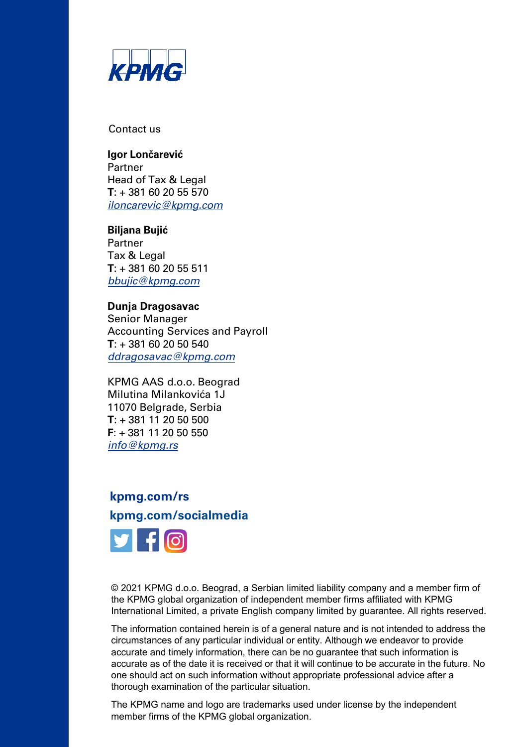KPMG

Contact us

**Igor Lončarević**
Partner
Head of Tax & Legal
**T**: + 381 60 20 55 570
*iloncarevic@kpmg.com*

**Biljana Bujić**
Partner
Tax & Legal
**T**: + 381 60 20 55 511
*bbujic@kpmg.com*

**Dunja Dragosavac**
Senior Manager
Accounting Services and Payroll
**T**: + 381 60 20 50 540
*ddragosavac@kpmg.com*

KPMG AAS d.o.o. Beograd
Milutina Milankovića 1J
11070 Belgrade, Serbia
**T**: + 381 11 20 50 500
**F**: + 381 11 20 50 550
*info@kpmg.rs*

**kpmg.com/rs**

**kpmg.com/socialmedia**

© 2021 KPMG d.o.o. Beograd, a Serbian limited liability company and a member firm of the KPMG global organization of independent member firms affiliated with KPMG International Limited, a private English company limited by guarantee. All rights reserved.

The information contained herein is of a general nature and is not intended to address the circumstances of any particular individual or entity. Although we endeavor to provide accurate and timely information, there can be no guarantee that such information is accurate as of the date it is received or that it will continue to be accurate in the future. No one should act on such information without appropriate professional advice after a thorough examination of the particular situation.

The KPMG name and logo are trademarks used under license by the independent member firms of the KPMG global organization.